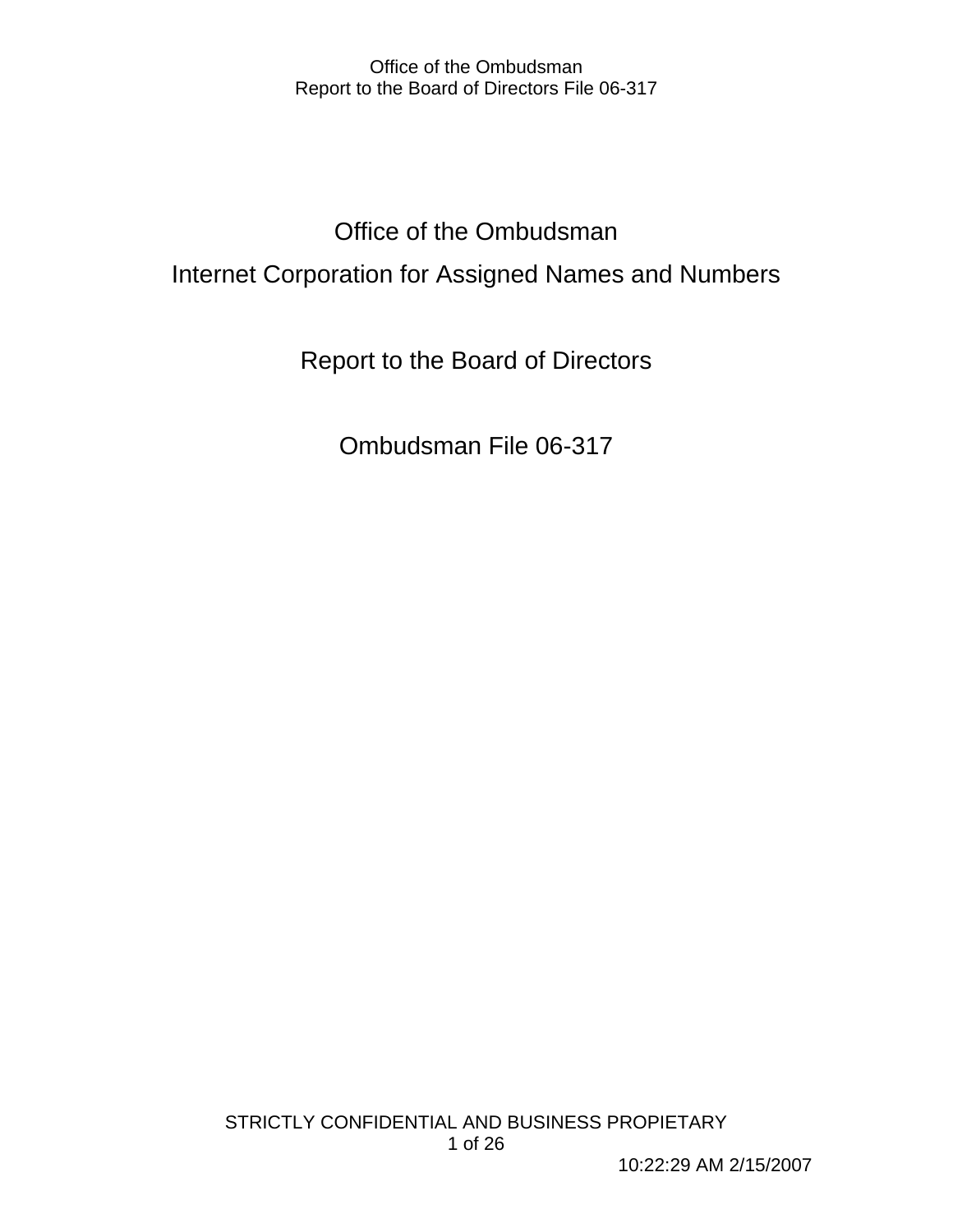# Office of the Ombudsman

## Internet Corporation for Assigned Names and Numbers

## Report to the Board of Directors

## Ombudsman File 06-317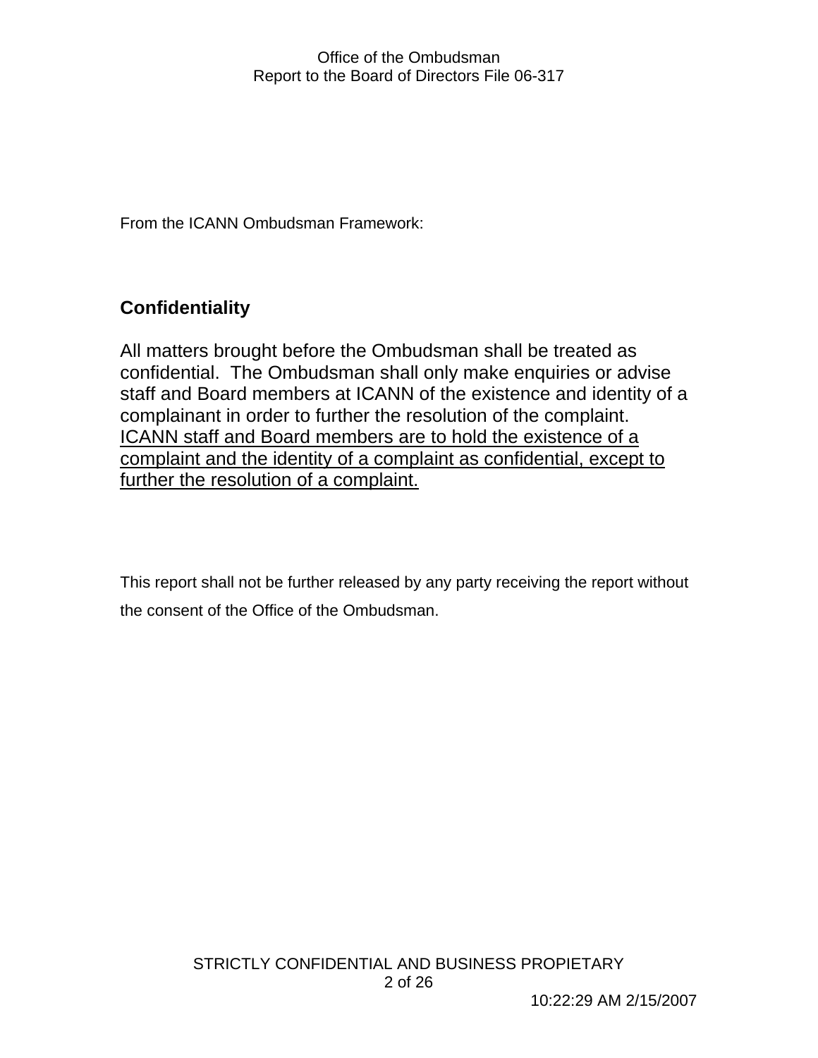From the ICANN Ombudsman Framework:

## Confidentiality

All matters brought before the Ombudsman shall be treated as confidential. The Ombudsman shall only make enquiries or advise staff and Board members at ICANN of the existence and identity of a complainant in order to further the resolution of the complaint. <u>ICANN staff and Board members are to hold the existence of a complaint and the identity of a complaint as confidential, except to further the resolution of a complaint.</u>

This report shall not be further released by any party receiving the report without the consent of the Office of the Ombudsman.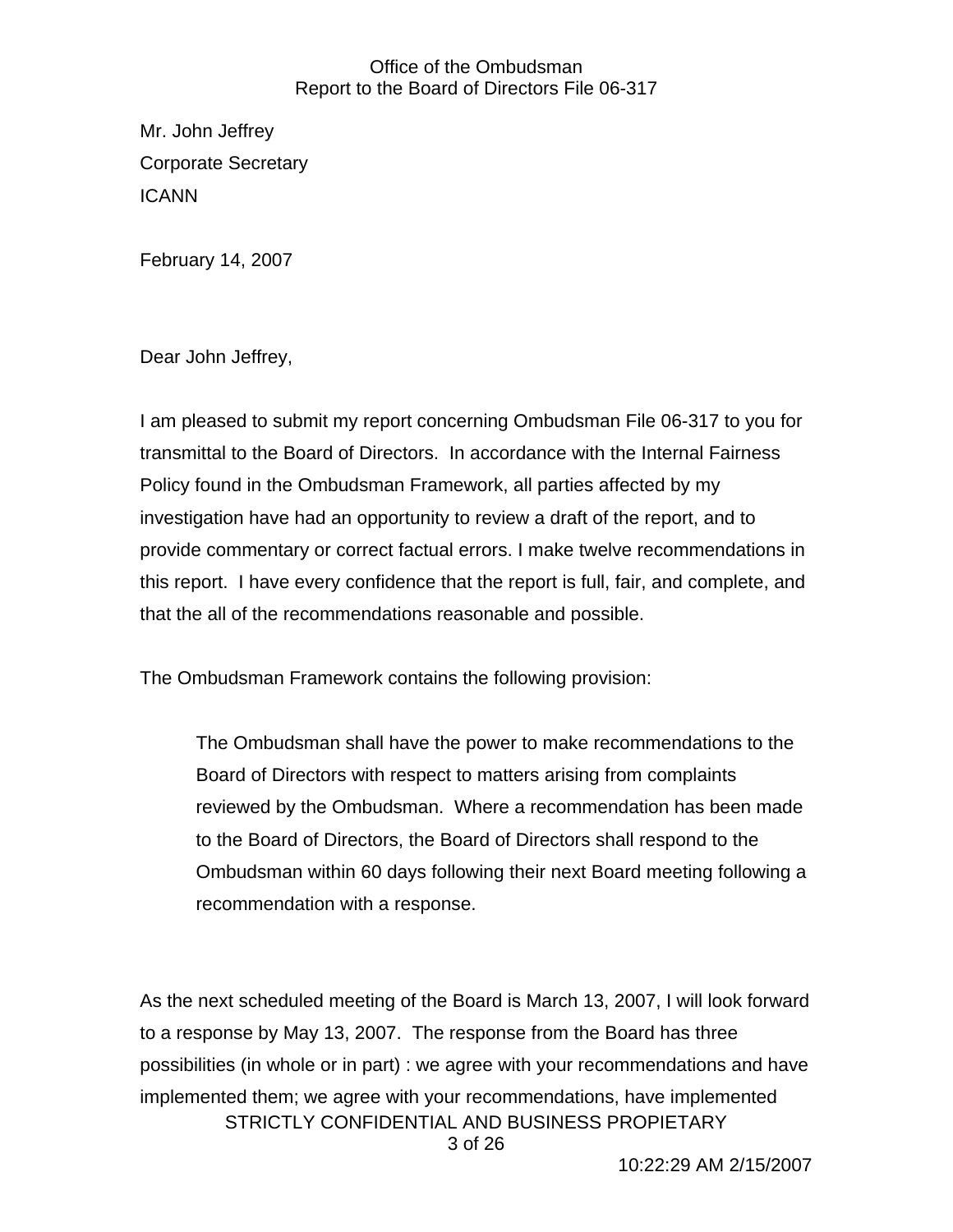Mr. John Jeffrey

Corporate Secretary

ICANN

February 14, 2007

Dear John Jeffrey,

I am pleased to submit my report concerning Ombudsman File 06-317 to you for transmittal to the Board of Directors. In accordance with the Internal Fairness Policy found in the Ombudsman Framework, all parties affected by my investigation have had an opportunity to review a draft of the report, and to provide commentary or correct factual errors. I make twelve recommendations in this report. I have every confidence that the report is full, fair, and complete, and that the all of the recommendations reasonable and possible.

The Ombudsman Framework contains the following provision:

> The Ombudsman shall have the power to make recommendations to the Board of Directors with respect to matters arising from complaints reviewed by the Ombudsman. Where a recommendation has been made to the Board of Directors, the Board of Directors shall respond to the Ombudsman within 60 days following their next Board meeting following a recommendation with a response.

As the next scheduled meeting of the Board is March 13, 2007, I will look forward to a response by May 13, 2007. The response from the Board has three possibilities (in whole or in part) : we agree with your recommendations and have implemented them; we agree with your recommendations, have implemented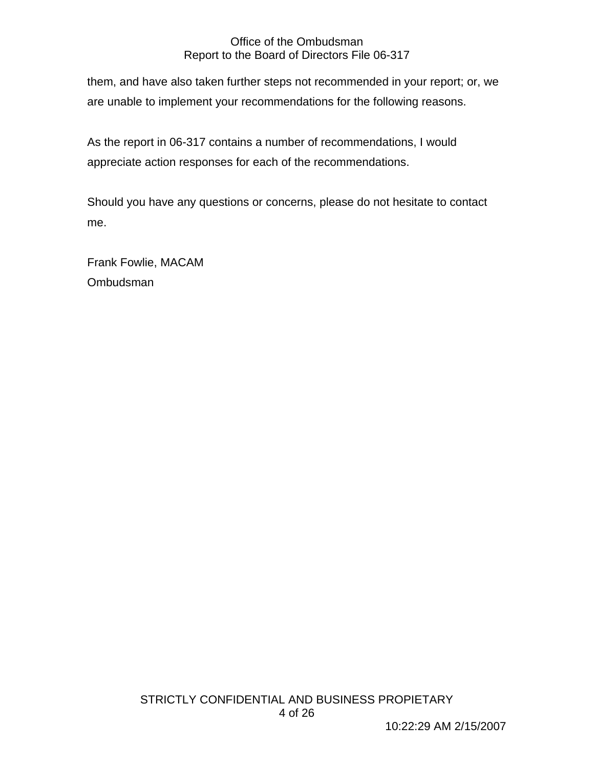them, and have also taken further steps not recommended in your report; or, we are unable to implement your recommendations for the following reasons.

As the report in 06-317 contains a number of recommendations, I would appreciate action responses for each of the recommendations.

Should you have any questions or concerns, please do not hesitate to contact me.

Frank Fowlie, MACAM
Ombudsman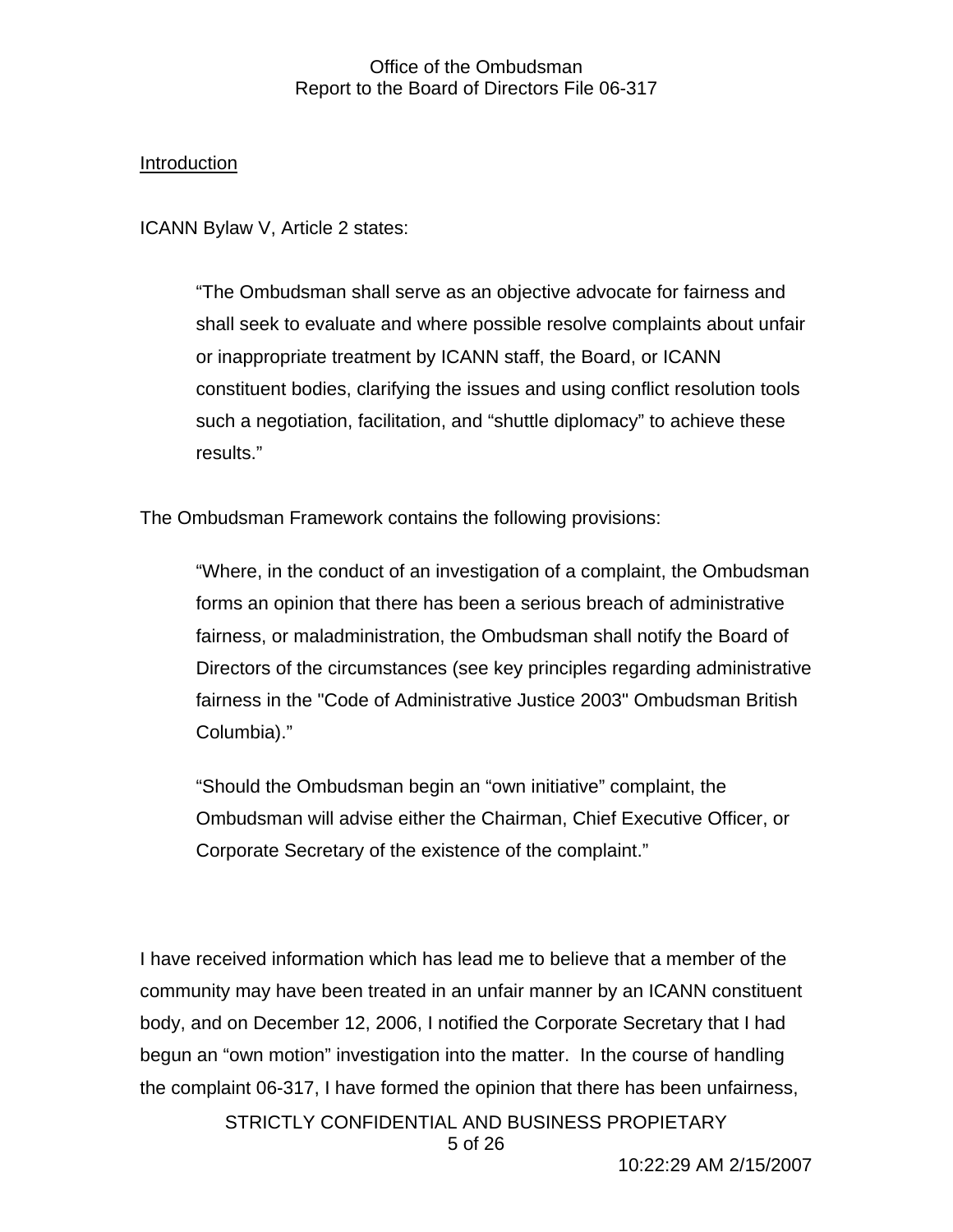Introduction

ICANN Bylaw V, Article 2 states:

> "The Ombudsman shall serve as an objective advocate for fairness and shall seek to evaluate and where possible resolve complaints about unfair or inappropriate treatment by ICANN staff, the Board, or ICANN constituent bodies, clarifying the issues and using conflict resolution tools such a negotiation, facilitation, and "shuttle diplomacy" to achieve these results."

The Ombudsman Framework contains the following provisions:

> "Where, in the conduct of an investigation of a complaint, the Ombudsman forms an opinion that there has been a serious breach of administrative fairness, or maladministration, the Ombudsman shall notify the Board of Directors of the circumstances (see key principles regarding administrative fairness in the "Code of Administrative Justice 2003" Ombudsman British Columbia)."

> "Should the Ombudsman begin an "own initiative" complaint, the Ombudsman will advise either the Chairman, Chief Executive Officer, or Corporate Secretary of the existence of the complaint."

I have received information which has lead me to believe that a member of the community may have been treated in an unfair manner by an ICANN constituent body, and on December 12, 2006, I notified the Corporate Secretary that I had begun an "own motion" investigation into the matter. In the course of handling the complaint 06-317, I have formed the opinion that there has been unfairness,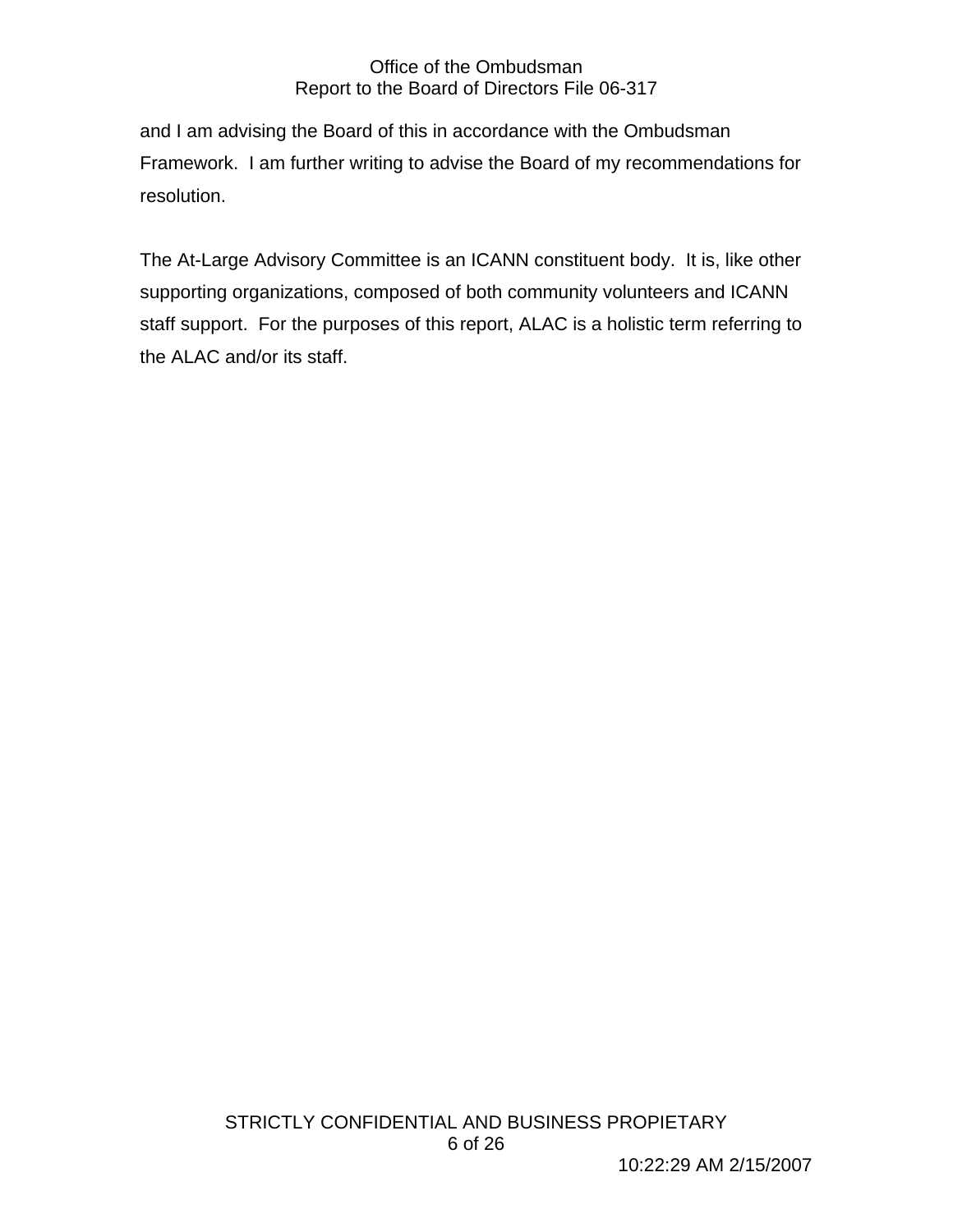and I am advising the Board of this in accordance with the Ombudsman Framework. I am further writing to advise the Board of my recommendations for resolution.

The At-Large Advisory Committee is an ICANN constituent body. It is, like other supporting organizations, composed of both community volunteers and ICANN staff support. For the purposes of this report, ALAC is a holistic term referring to the ALAC and/or its staff.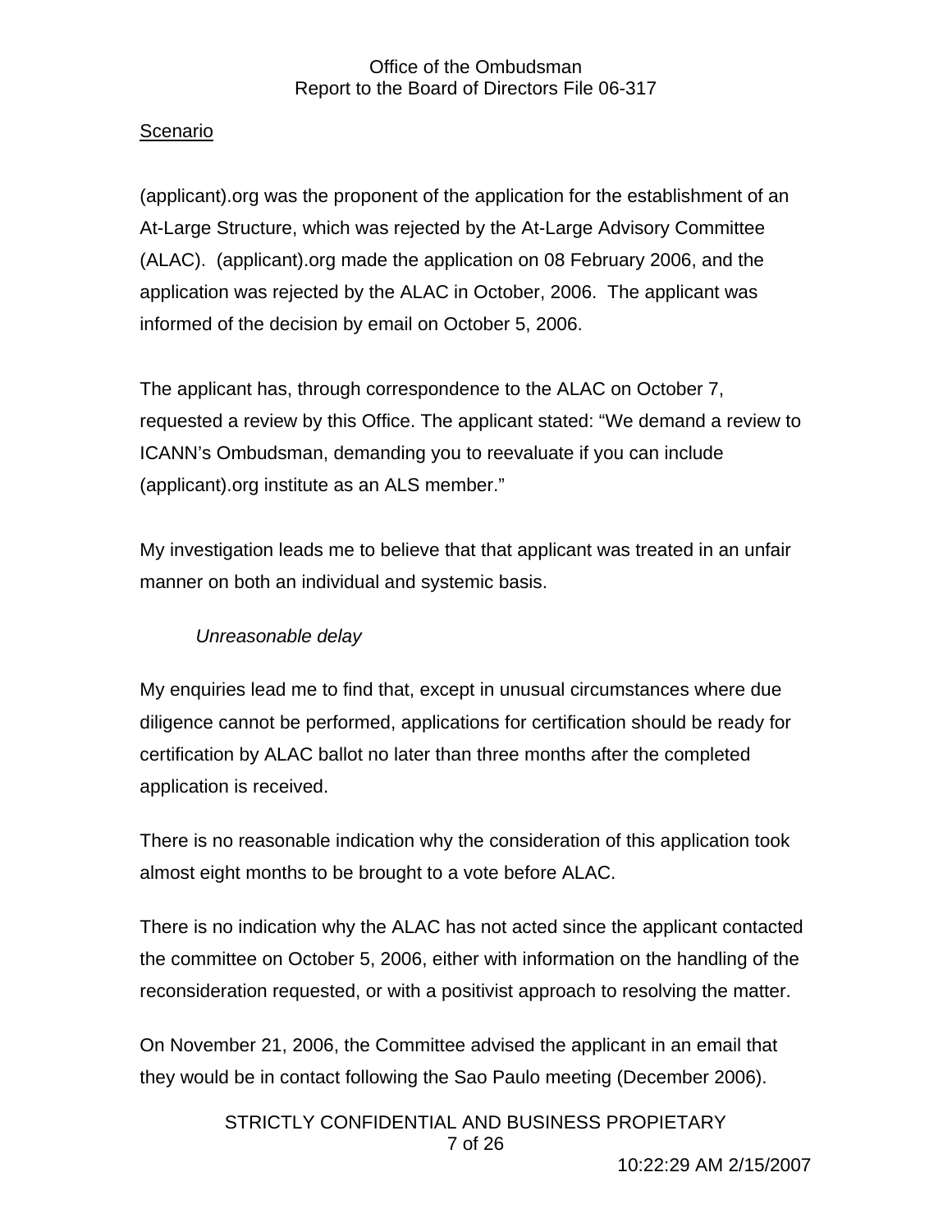Scenario

(applicant).org was the proponent of the application for the establishment of an At-Large Structure, which was rejected by the At-Large Advisory Committee (ALAC). (applicant).org made the application on 08 February 2006, and the application was rejected by the ALAC in October, 2006. The applicant was informed of the decision by email on October 5, 2006.

The applicant has, through correspondence to the ALAC on October 7, requested a review by this Office. The applicant stated: "We demand a review to ICANN's Ombudsman, demanding you to reevaluate if you can include (applicant).org institute as an ALS member."

My investigation leads me to believe that that applicant was treated in an unfair manner on both an individual and systemic basis.

*Unreasonable delay*

My enquiries lead me to find that, except in unusual circumstances where due diligence cannot be performed, applications for certification should be ready for certification by ALAC ballot no later than three months after the completed application is received.

There is no reasonable indication why the consideration of this application took almost eight months to be brought to a vote before ALAC.

There is no indication why the ALAC has not acted since the applicant contacted the committee on October 5, 2006, either with information on the handling of the reconsideration requested, or with a positivist approach to resolving the matter.

On November 21, 2006, the Committee advised the applicant in an email that they would be in contact following the Sao Paulo meeting (December 2006).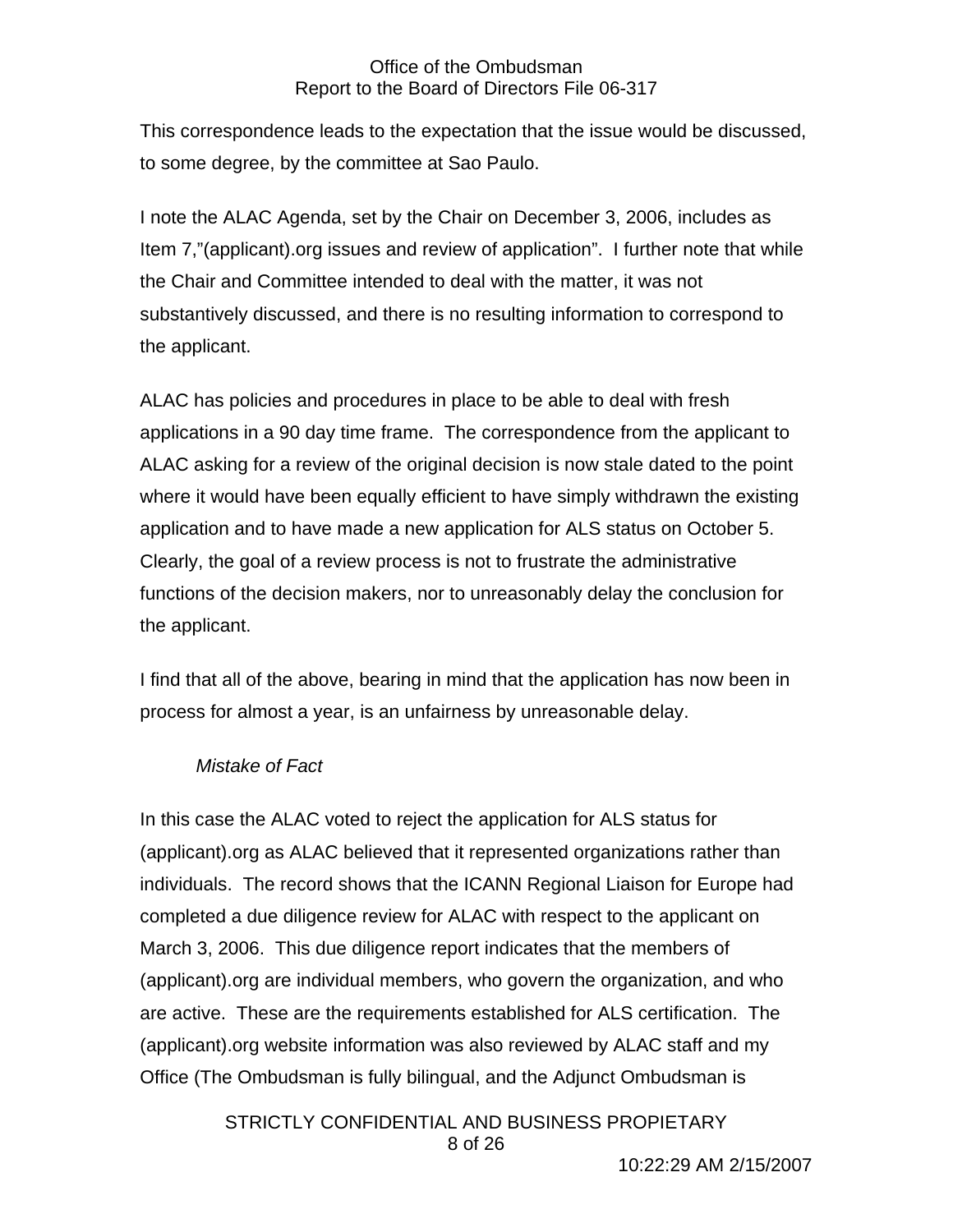This correspondence leads to the expectation that the issue would be discussed, to some degree, by the committee at Sao Paulo.

I note the ALAC Agenda, set by the Chair on December 3, 2006, includes as Item 7,"(applicant).org issues and review of application". I further note that while the Chair and Committee intended to deal with the matter, it was not substantively discussed, and there is no resulting information to correspond to the applicant.

ALAC has policies and procedures in place to be able to deal with fresh applications in a 90 day time frame. The correspondence from the applicant to ALAC asking for a review of the original decision is now stale dated to the point where it would have been equally efficient to have simply withdrawn the existing application and to have made a new application for ALS status on October 5. Clearly, the goal of a review process is not to frustrate the administrative functions of the decision makers, nor to unreasonably delay the conclusion for the applicant.

I find that all of the above, bearing in mind that the application has now been in process for almost a year, is an unfairness by unreasonable delay.

*Mistake of Fact*

In this case the ALAC voted to reject the application for ALS status for (applicant).org as ALAC believed that it represented organizations rather than individuals. The record shows that the ICANN Regional Liaison for Europe had completed a due diligence review for ALAC with respect to the applicant on March 3, 2006. This due diligence report indicates that the members of (applicant).org are individual members, who govern the organization, and who are active. These are the requirements established for ALS certification. The (applicant).org website information was also reviewed by ALAC staff and my Office (The Ombudsman is fully bilingual, and the Adjunct Ombudsman is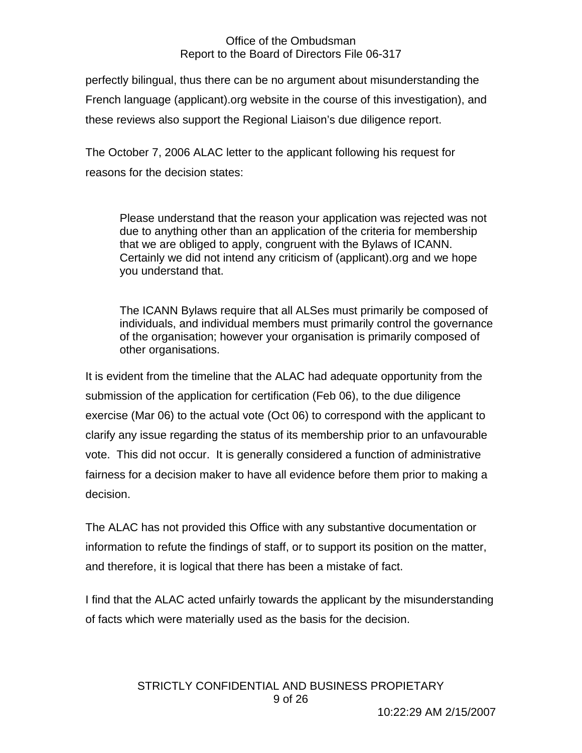perfectly bilingual, thus there can be no argument about misunderstanding the French language (applicant).org website in the course of this investigation), and these reviews also support the Regional Liaison's due diligence report.

The October 7, 2006 ALAC letter to the applicant following his request for reasons for the decision states:

> Please understand that the reason your application was rejected was not due to anything other than an application of the criteria for membership that we are obliged to apply, congruent with the Bylaws of ICANN. Certainly we did not intend any criticism of (applicant).org and we hope you understand that.
>
> The ICANN Bylaws require that all ALSes must primarily be composed of individuals, and individual members must primarily control the governance of the organisation; however your organisation is primarily composed of other organisations.

It is evident from the timeline that the ALAC had adequate opportunity from the submission of the application for certification (Feb 06), to the due diligence exercise (Mar 06) to the actual vote (Oct 06) to correspond with the applicant to clarify any issue regarding the status of its membership prior to an unfavourable vote. This did not occur. It is generally considered a function of administrative fairness for a decision maker to have all evidence before them prior to making a decision.

The ALAC has not provided this Office with any substantive documentation or information to refute the findings of staff, or to support its position on the matter, and therefore, it is logical that there has been a mistake of fact.

I find that the ALAC acted unfairly towards the applicant by the misunderstanding of facts which were materially used as the basis for the decision.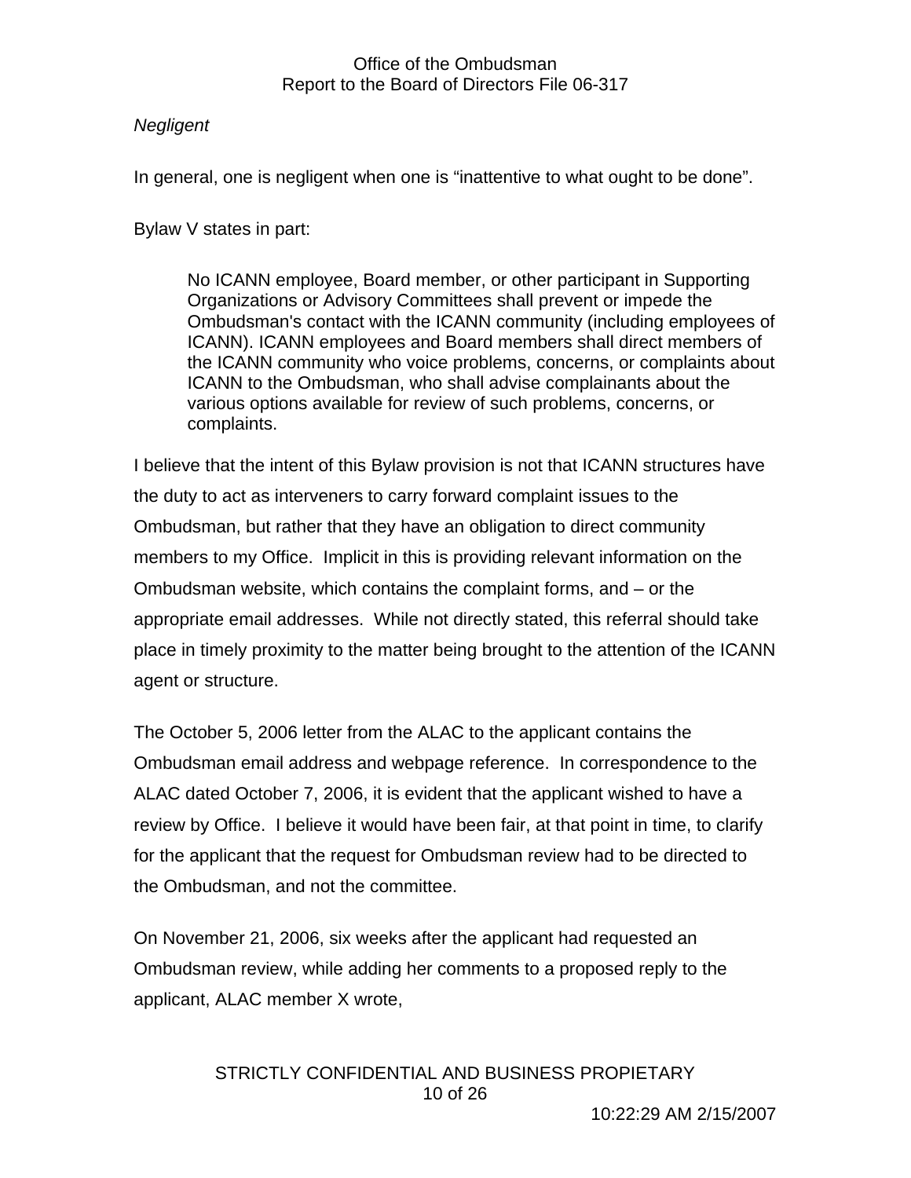*Negligent*

In general, one is negligent when one is “inattentive to what ought to be done”.

Bylaw V states in part:

> No ICANN employee, Board member, or other participant in Supporting Organizations or Advisory Committees shall prevent or impede the Ombudsman's contact with the ICANN community (including employees of ICANN). ICANN employees and Board members shall direct members of the ICANN community who voice problems, concerns, or complaints about ICANN to the Ombudsman, who shall advise complainants about the various options available for review of such problems, concerns, or complaints.

I believe that the intent of this Bylaw provision is not that ICANN structures have the duty to act as interveners to carry forward complaint issues to the Ombudsman, but rather that they have an obligation to direct community members to my Office. Implicit in this is providing relevant information on the Ombudsman website, which contains the complaint forms, and – or the appropriate email addresses. While not directly stated, this referral should take place in timely proximity to the matter being brought to the attention of the ICANN agent or structure.

The October 5, 2006 letter from the ALAC to the applicant contains the Ombudsman email address and webpage reference. In correspondence to the ALAC dated October 7, 2006, it is evident that the applicant wished to have a review by Office. I believe it would have been fair, at that point in time, to clarify for the applicant that the request for Ombudsman review had to be directed to the Ombudsman, and not the committee.

On November 21, 2006, six weeks after the applicant had requested an Ombudsman review, while adding her comments to a proposed reply to the applicant, ALAC member X wrote,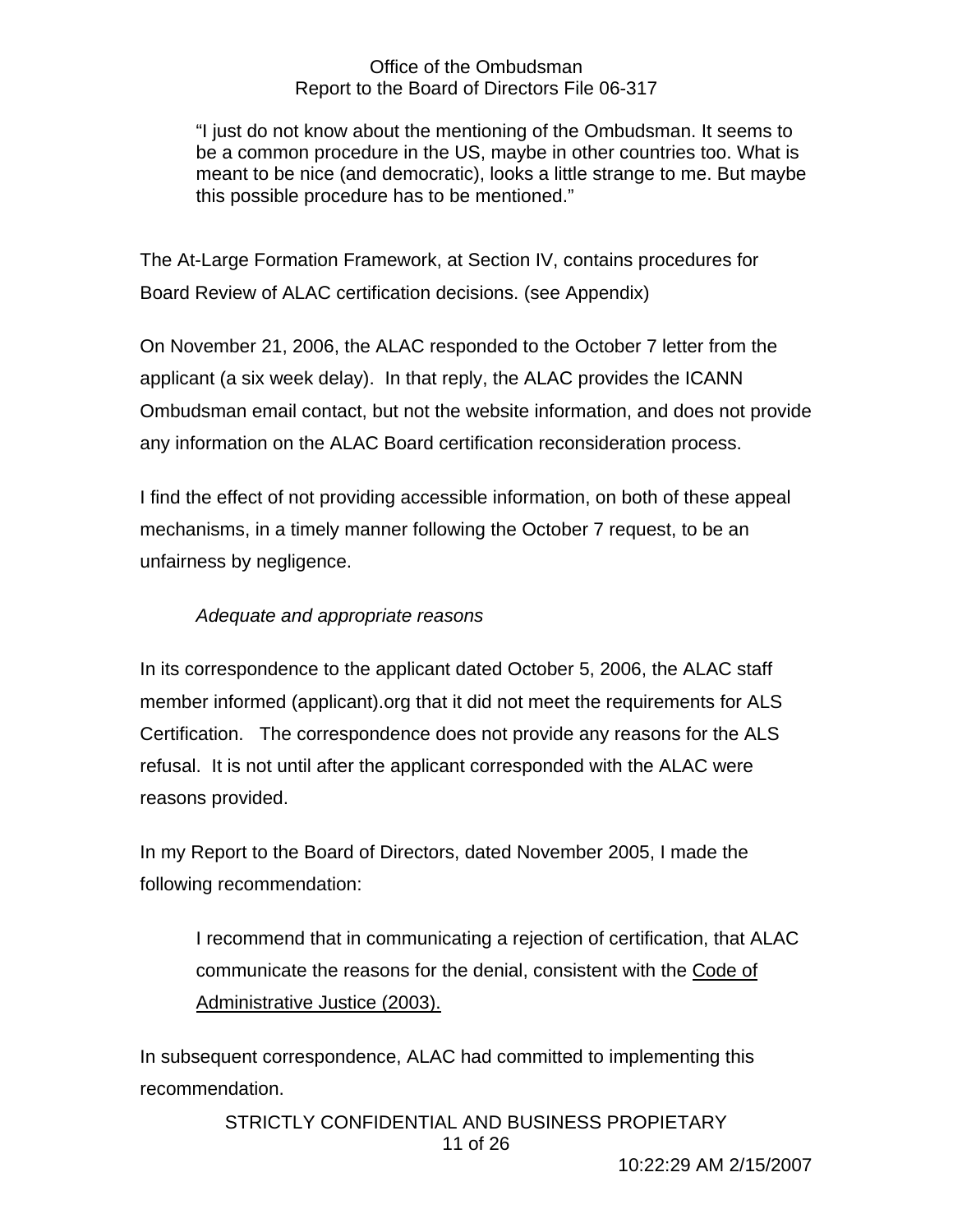> "I just do not know about the mentioning of the Ombudsman. It seems to be a common procedure in the US, maybe in other countries too. What is meant to be nice (and democratic), looks a little strange to me. But maybe this possible procedure has to be mentioned."

The At-Large Formation Framework, at Section IV, contains procedures for Board Review of ALAC certification decisions. (see Appendix)

On November 21, 2006, the ALAC responded to the October 7 letter from the applicant (a six week delay). In that reply, the ALAC provides the ICANN Ombudsman email contact, but not the website information, and does not provide any information on the ALAC Board certification reconsideration process.

I find the effect of not providing accessible information, on both of these appeal mechanisms, in a timely manner following the October 7 request, to be an unfairness by negligence.

*Adequate and appropriate reasons*

In its correspondence to the applicant dated October 5, 2006, the ALAC staff member informed (applicant).org that it did not meet the requirements for ALS Certification. The correspondence does not provide any reasons for the ALS refusal. It is not until after the applicant corresponded with the ALAC were reasons provided.

In my Report to the Board of Directors, dated November 2005, I made the following recommendation:

> I recommend that in communicating a rejection of certification, that ALAC communicate the reasons for the denial, consistent with the Code of Administrative Justice (2003).

In subsequent correspondence, ALAC had committed to implementing this recommendation.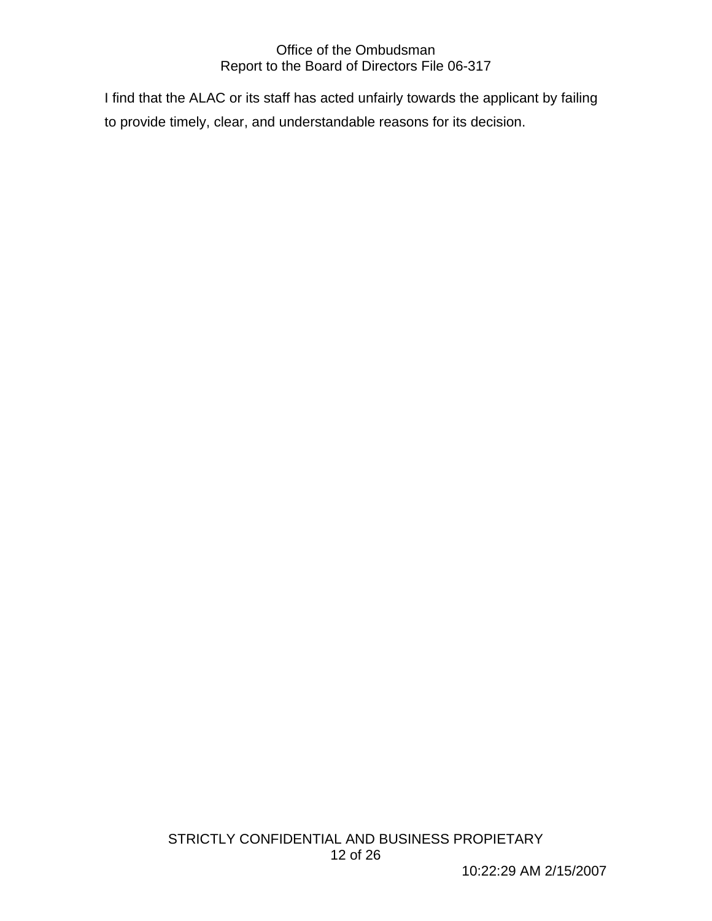I find that the ALAC or its staff has acted unfairly towards the applicant by failing to provide timely, clear, and understandable reasons for its decision.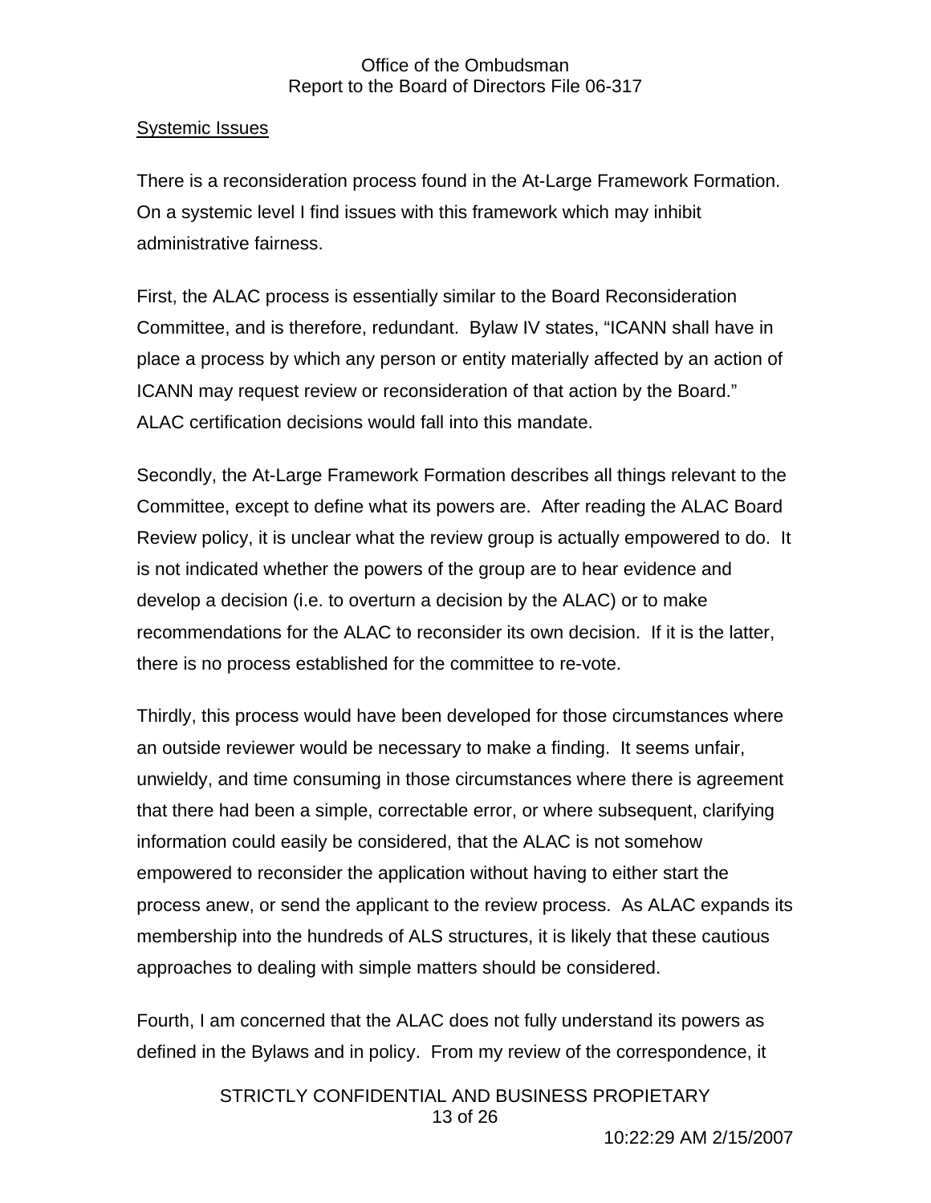## Systemic Issues

There is a reconsideration process found in the At-Large Framework Formation. On a systemic level I find issues with this framework which may inhibit administrative fairness.

First, the ALAC process is essentially similar to the Board Reconsideration Committee, and is therefore, redundant. Bylaw IV states, "ICANN shall have in place a process by which any person or entity materially affected by an action of ICANN may request review or reconsideration of that action by the Board." ALAC certification decisions would fall into this mandate.

Secondly, the At-Large Framework Formation describes all things relevant to the Committee, except to define what its powers are. After reading the ALAC Board Review policy, it is unclear what the review group is actually empowered to do. It is not indicated whether the powers of the group are to hear evidence and develop a decision (i.e. to overturn a decision by the ALAC) or to make recommendations for the ALAC to reconsider its own decision. If it is the latter, there is no process established for the committee to re-vote.

Thirdly, this process would have been developed for those circumstances where an outside reviewer would be necessary to make a finding. It seems unfair, unwieldy, and time consuming in those circumstances where there is agreement that there had been a simple, correctable error, or where subsequent, clarifying information could easily be considered, that the ALAC is not somehow empowered to reconsider the application without having to either start the process anew, or send the applicant to the review process. As ALAC expands its membership into the hundreds of ALS structures, it is likely that these cautious approaches to dealing with simple matters should be considered.

Fourth, I am concerned that the ALAC does not fully understand its powers as defined in the Bylaws and in policy. From my review of the correspondence, it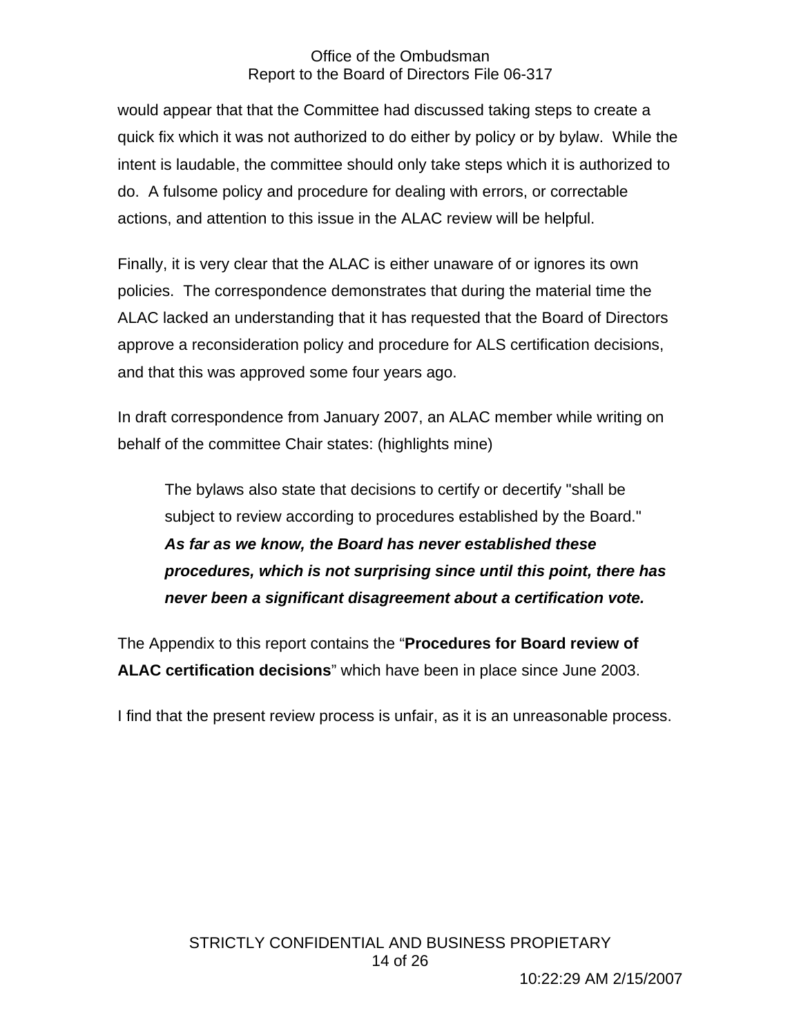would appear that that the Committee had discussed taking steps to create a quick fix which it was not authorized to do either by policy or by bylaw. While the intent is laudable, the committee should only take steps which it is authorized to do. A fulsome policy and procedure for dealing with errors, or correctable actions, and attention to this issue in the ALAC review will be helpful.

Finally, it is very clear that the ALAC is either unaware of or ignores its own policies. The correspondence demonstrates that during the material time the ALAC lacked an understanding that it has requested that the Board of Directors approve a reconsideration policy and procedure for ALS certification decisions, and that this was approved some four years ago.

In draft correspondence from January 2007, an ALAC member while writing on behalf of the committee Chair states: (highlights mine)

> The bylaws also state that decisions to certify or decertify "shall be subject to review according to procedures established by the Board." ***As far as we know, the Board has never established these procedures, which is not surprising since until this point, there has never been a significant disagreement about a certification vote.***

The Appendix to this report contains the "**Procedures for Board review of ALAC certification decisions**" which have been in place since June 2003.

I find that the present review process is unfair, as it is an unreasonable process.

STRICTLY CONFIDENTIAL AND BUSINESS PROPIETARY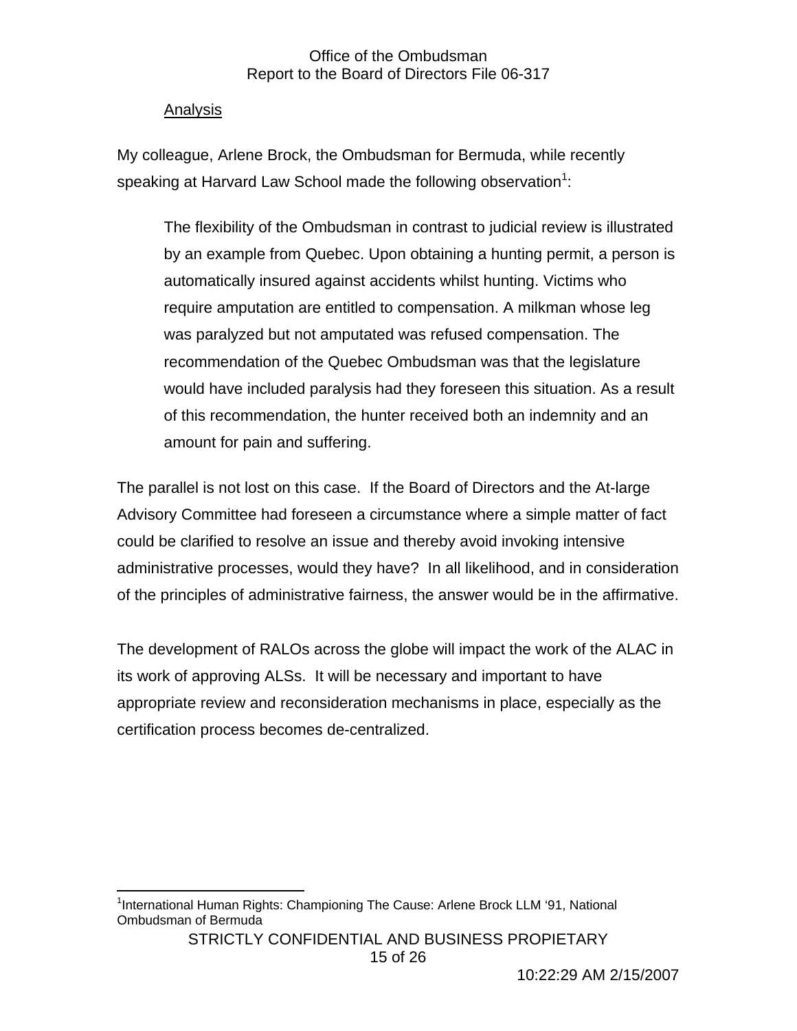Analysis

My colleague, Arlene Brock, the Ombudsman for Bermuda, while recently speaking at Harvard Law School made the following observation[1]:

> The flexibility of the Ombudsman in contrast to judicial review is illustrated by an example from Quebec. Upon obtaining a hunting permit, a person is automatically insured against accidents whilst hunting. Victims who require amputation are entitled to compensation. A milkman whose leg was paralyzed but not amputated was refused compensation. The recommendation of the Quebec Ombudsman was that the legislature would have included paralysis had they foreseen this situation. As a result of this recommendation, the hunter received both an indemnity and an amount for pain and suffering.

The parallel is not lost on this case. If the Board of Directors and the At-large Advisory Committee had foreseen a circumstance where a simple matter of fact could be clarified to resolve an issue and thereby avoid invoking intensive administrative processes, would they have? In all likelihood, and in consideration of the principles of administrative fairness, the answer would be in the affirmative.

The development of RALOs across the globe will impact the work of the ALAC in its work of approving ALSs. It will be necessary and important to have appropriate review and reconsideration mechanisms in place, especially as the certification process becomes de-centralized.

[1] International Human Rights: Championing The Cause: Arlene Brock LLM '91, National Ombudsman of Bermuda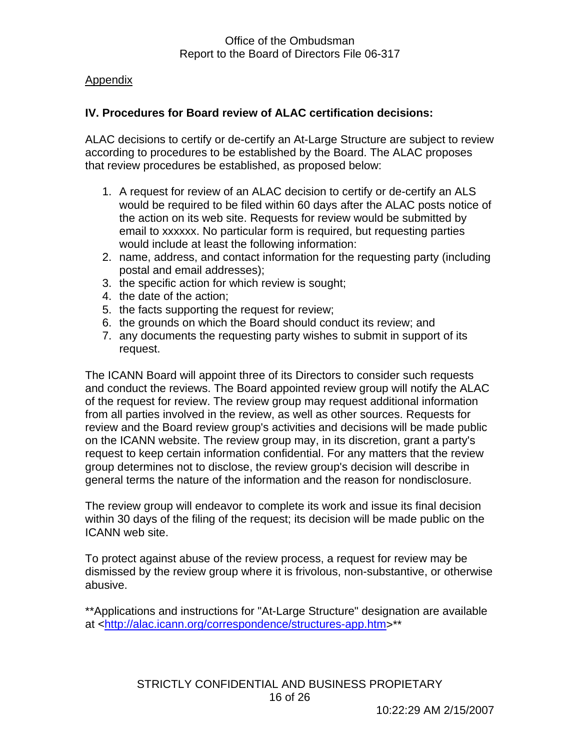Appendix

### IV. Procedures for Board review of ALAC certification decisions:

ALAC decisions to certify or de-certify an At-Large Structure are subject to review according to procedures to be established by the Board. The ALAC proposes that review procedures be established, as proposed below:

1. A request for review of an ALAC decision to certify or de-certify an ALS would be required to be filed within 60 days after the ALAC posts notice of the action on its web site. Requests for review would be submitted by email to xxxxxx. No particular form is required, but requesting parties would include at least the following information:
2. name, address, and contact information for the requesting party (including postal and email addresses);
3. the specific action for which review is sought;
4. the date of the action;
5. the facts supporting the request for review;
6. the grounds on which the Board should conduct its review; and
7. any documents the requesting party wishes to submit in support of its request.

The ICANN Board will appoint three of its Directors to consider such requests and conduct the reviews. The Board appointed review group will notify the ALAC of the request for review. The review group may request additional information from all parties involved in the review, as well as other sources. Requests for review and the Board review group's activities and decisions will be made public on the ICANN website. The review group may, in its discretion, grant a party's request to keep certain information confidential. For any matters that the review group determines not to disclose, the review group's decision will describe in general terms the nature of the information and the reason for nondisclosure.

The review group will endeavor to complete its work and issue its final decision within 30 days of the filing of the request; its decision will be made public on the ICANN web site.

To protect against abuse of the review process, a request for review may be dismissed by the review group where it is frivolous, non-substantive, or otherwise abusive.

**Applications and instructions for "At-Large Structure" designation are available at <http://alac.icann.org/correspondence/structures-app.htm>**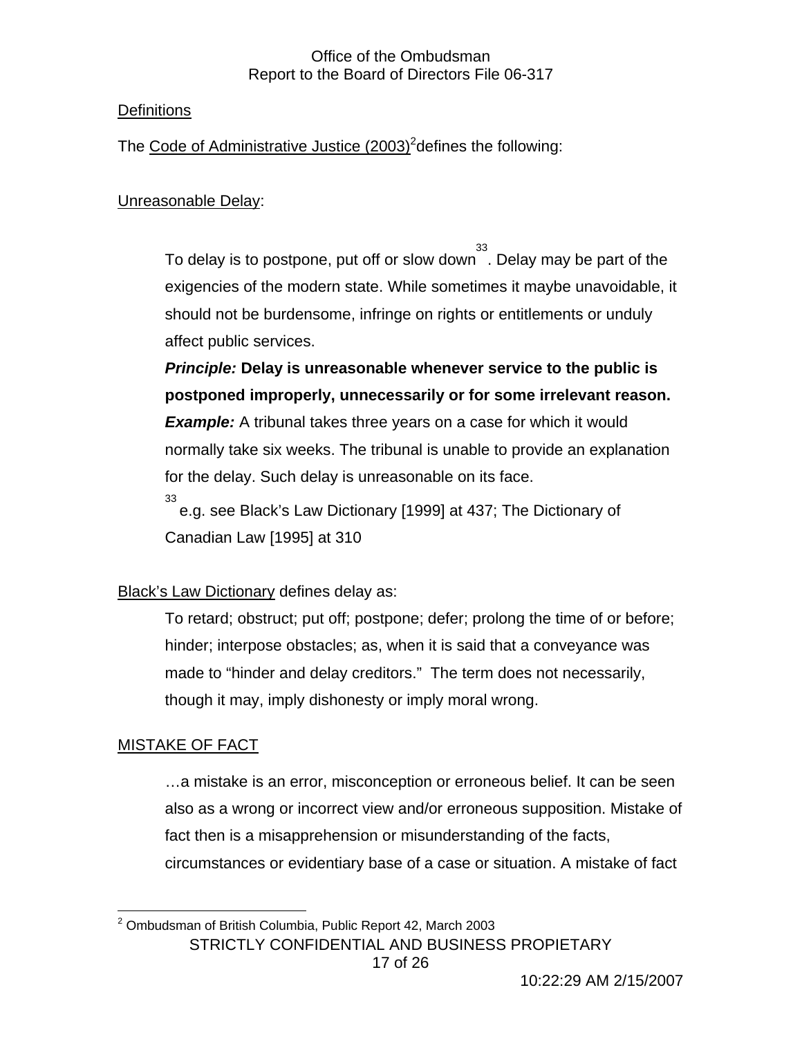Definitions

The Code of Administrative Justice (2003)[2] defines the following:

Unreasonable Delay:

> To delay is to postpone, put off or slow down[33]. Delay may be part of the exigencies of the modern state. While sometimes it maybe unavoidable, it should not be burdensome, infringe on rights or entitlements or unduly affect public services.
>
> ***Principle:*** **Delay is unreasonable whenever service to the public is postponed improperly, unnecessarily or for some irrelevant reason.**
>
> ***Example:*** A tribunal takes three years on a case for which it would normally take six weeks. The tribunal is unable to provide an explanation for the delay. Such delay is unreasonable on its face.
>
> [33] e.g. see Black's Law Dictionary [1999] at 437; The Dictionary of Canadian Law [1995] at 310

Black's Law Dictionary defines delay as:

> To retard; obstruct; put off; postpone; defer; prolong the time of or before; hinder; interpose obstacles; as, when it is said that a conveyance was made to "hinder and delay creditors." The term does not necessarily, though it may, imply dishonesty or imply moral wrong.

MISTAKE OF FACT

> …a mistake is an error, misconception or erroneous belief. It can be seen also as a wrong or incorrect view and/or erroneous supposition. Mistake of fact then is a misapprehension or misunderstanding of the facts, circumstances or evidentiary base of a case or situation. A mistake of fact

[2] Ombudsman of British Columbia, Public Report 42, March 2003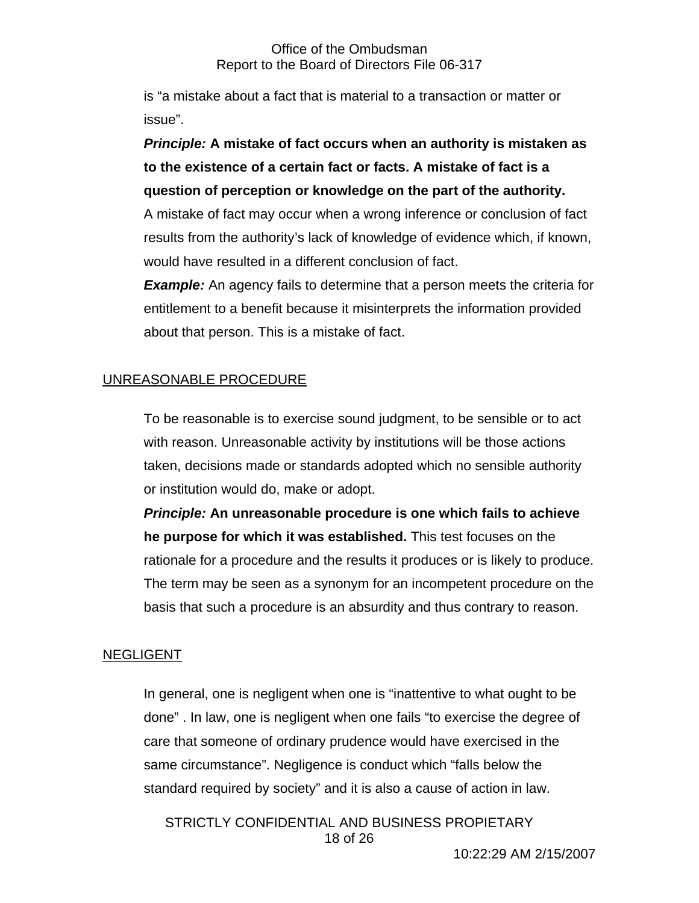is “a mistake about a fact that is material to a transaction or matter or issue”.

***Principle:*** **A mistake of fact occurs when an authority is mistaken as to the existence of a certain fact or facts. A mistake of fact is a question of perception or knowledge on the part of the authority.** A mistake of fact may occur when a wrong inference or conclusion of fact results from the authority’s lack of knowledge of evidence which, if known, would have resulted in a different conclusion of fact.

***Example:*** An agency fails to determine that a person meets the criteria for entitlement to a benefit because it misinterprets the information provided about that person. This is a mistake of fact.

<u>UNREASONABLE PROCEDURE</u>

To be reasonable is to exercise sound judgment, to be sensible or to act with reason. Unreasonable activity by institutions will be those actions taken, decisions made or standards adopted which no sensible authority or institution would do, make or adopt.

***Principle:*** **An unreasonable procedure is one which fails to achieve he purpose for which it was established.** This test focuses on the rationale for a procedure and the results it produces or is likely to produce. The term may be seen as a synonym for an incompetent procedure on the basis that such a procedure is an absurdity and thus contrary to reason.

<u>NEGLIGENT</u>

In general, one is negligent when one is “inattentive to what ought to be done” . In law, one is negligent when one fails “to exercise the degree of care that someone of ordinary prudence would have exercised in the same circumstance”. Negligence is conduct which “falls below the standard required by society” and it is also a cause of action in law.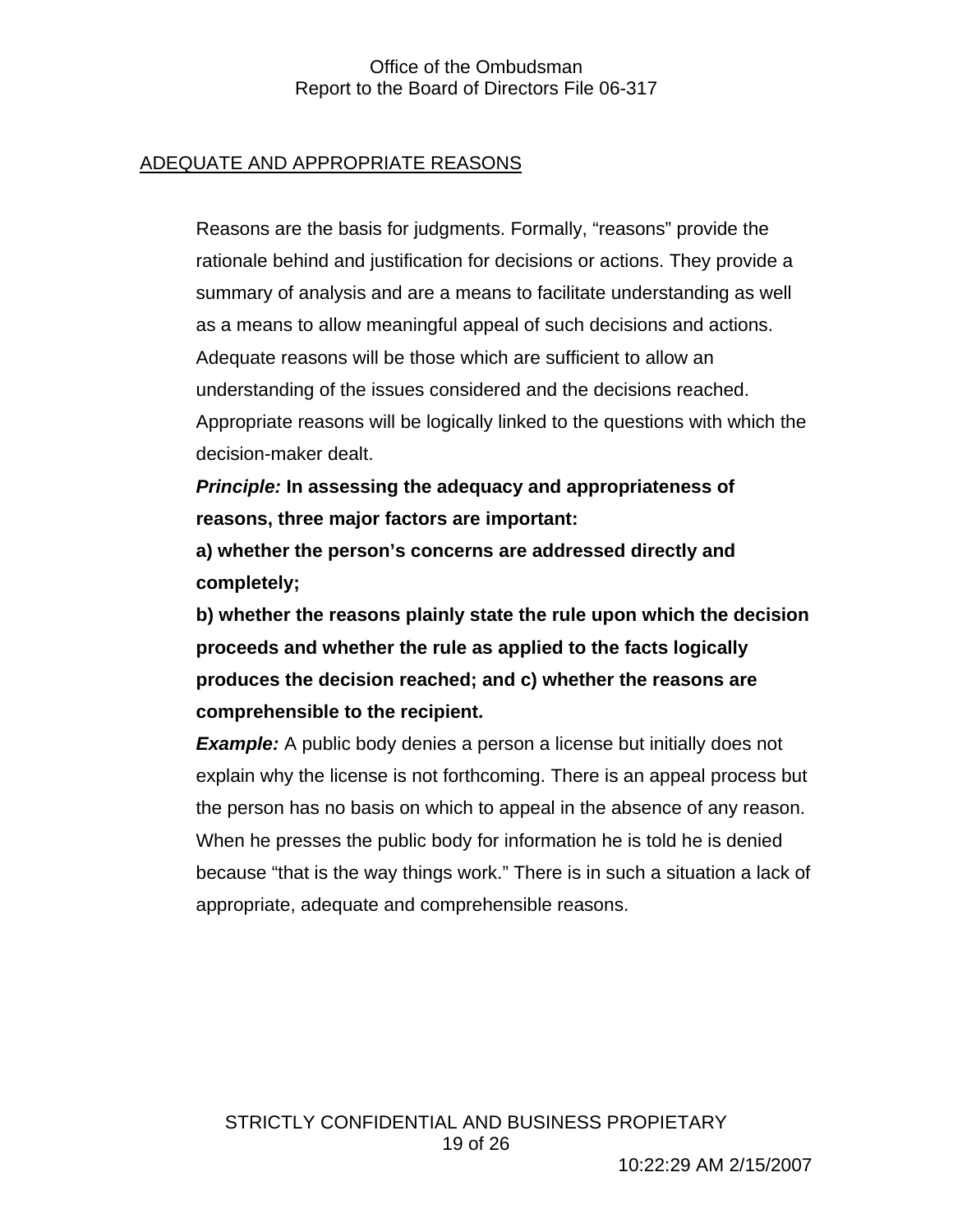## ADEQUATE AND APPROPRIATE REASONS

Reasons are the basis for judgments. Formally, "reasons" provide the rationale behind and justification for decisions or actions. They provide a summary of analysis and are a means to facilitate understanding as well as a means to allow meaningful appeal of such decisions and actions. Adequate reasons will be those which are sufficient to allow an understanding of the issues considered and the decisions reached. Appropriate reasons will be logically linked to the questions with which the decision-maker dealt.

***Principle:*** **In assessing the adequacy and appropriateness of reasons, three major factors are important:**

**a) whether the person's concerns are addressed directly and completely;**

**b) whether the reasons plainly state the rule upon which the decision proceeds and whether the rule as applied to the facts logically produces the decision reached; and c) whether the reasons are comprehensible to the recipient.**

***Example:*** A public body denies a person a license but initially does not explain why the license is not forthcoming. There is an appeal process but the person has no basis on which to appeal in the absence of any reason. When he presses the public body for information he is told he is denied because "that is the way things work." There is in such a situation a lack of appropriate, adequate and comprehensible reasons.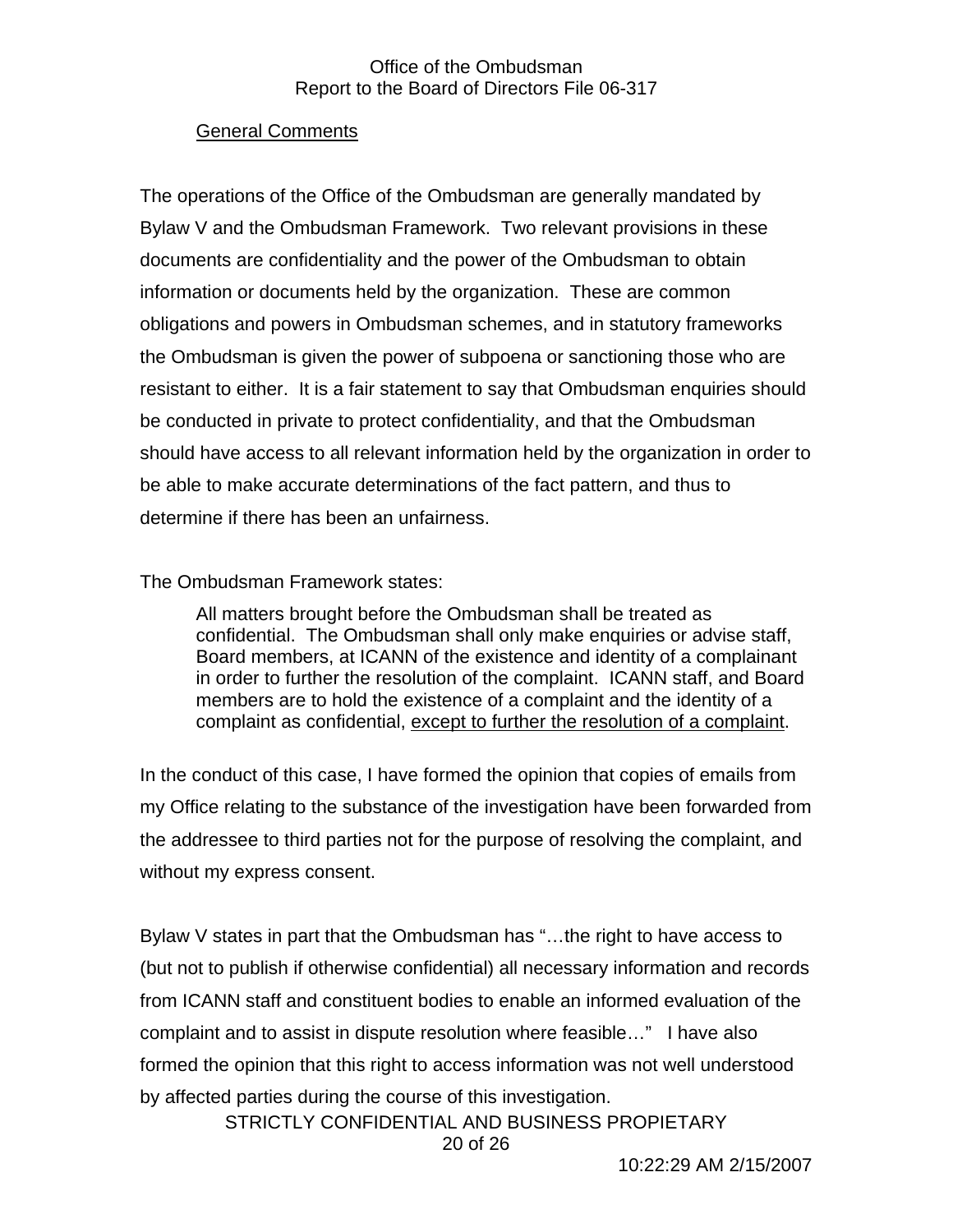<u>General Comments</u>

The operations of the Office of the Ombudsman are generally mandated by Bylaw V and the Ombudsman Framework. Two relevant provisions in these documents are confidentiality and the power of the Ombudsman to obtain information or documents held by the organization. These are common obligations and powers in Ombudsman schemes, and in statutory frameworks the Ombudsman is given the power of subpoena or sanctioning those who are resistant to either. It is a fair statement to say that Ombudsman enquiries should be conducted in private to protect confidentiality, and that the Ombudsman should have access to all relevant information held by the organization in order to be able to make accurate determinations of the fact pattern, and thus to determine if there has been an unfairness.

The Ombudsman Framework states:

> All matters brought before the Ombudsman shall be treated as confidential. The Ombudsman shall only make enquiries or advise staff, Board members, at ICANN of the existence and identity of a complainant in order to further the resolution of the complaint. ICANN staff, and Board members are to hold the existence of a complaint and the identity of a complaint as confidential, <u>except to further the resolution of a complaint</u>.

In the conduct of this case, I have formed the opinion that copies of emails from my Office relating to the substance of the investigation have been forwarded from the addressee to third parties not for the purpose of resolving the complaint, and without my express consent.

Bylaw V states in part that the Ombudsman has "…the right to have access to (but not to publish if otherwise confidential) all necessary information and records from ICANN staff and constituent bodies to enable an informed evaluation of the complaint and to assist in dispute resolution where feasible…" I have also formed the opinion that this right to access information was not well understood by affected parties during the course of this investigation.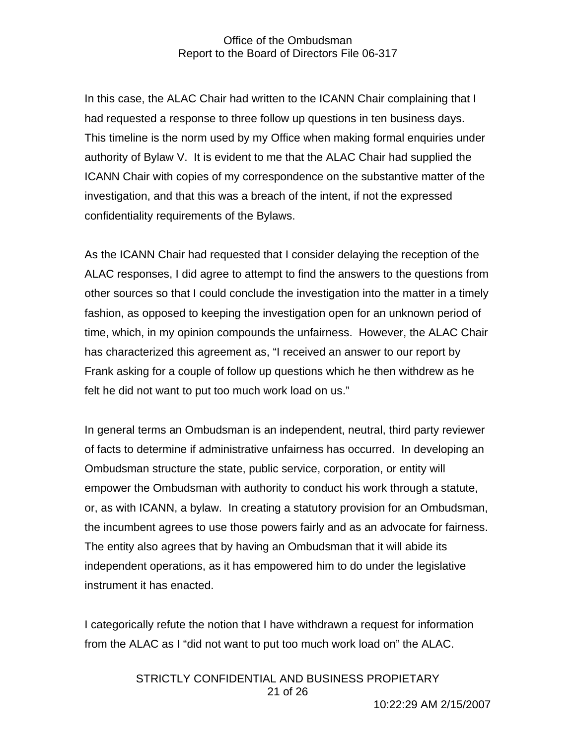In this case, the ALAC Chair had written to the ICANN Chair complaining that I had requested a response to three follow up questions in ten business days. This timeline is the norm used by my Office when making formal enquiries under authority of Bylaw V. It is evident to me that the ALAC Chair had supplied the ICANN Chair with copies of my correspondence on the substantive matter of the investigation, and that this was a breach of the intent, if not the expressed confidentiality requirements of the Bylaws.

As the ICANN Chair had requested that I consider delaying the reception of the ALAC responses, I did agree to attempt to find the answers to the questions from other sources so that I could conclude the investigation into the matter in a timely fashion, as opposed to keeping the investigation open for an unknown period of time, which, in my opinion compounds the unfairness. However, the ALAC Chair has characterized this agreement as, "I received an answer to our report by Frank asking for a couple of follow up questions which he then withdrew as he felt he did not want to put too much work load on us."

In general terms an Ombudsman is an independent, neutral, third party reviewer of facts to determine if administrative unfairness has occurred. In developing an Ombudsman structure the state, public service, corporation, or entity will empower the Ombudsman with authority to conduct his work through a statute, or, as with ICANN, a bylaw. In creating a statutory provision for an Ombudsman, the incumbent agrees to use those powers fairly and as an advocate for fairness. The entity also agrees that by having an Ombudsman that it will abide its independent operations, as it has empowered him to do under the legislative instrument it has enacted.

I categorically refute the notion that I have withdrawn a request for information from the ALAC as I "did not want to put too much work load on" the ALAC.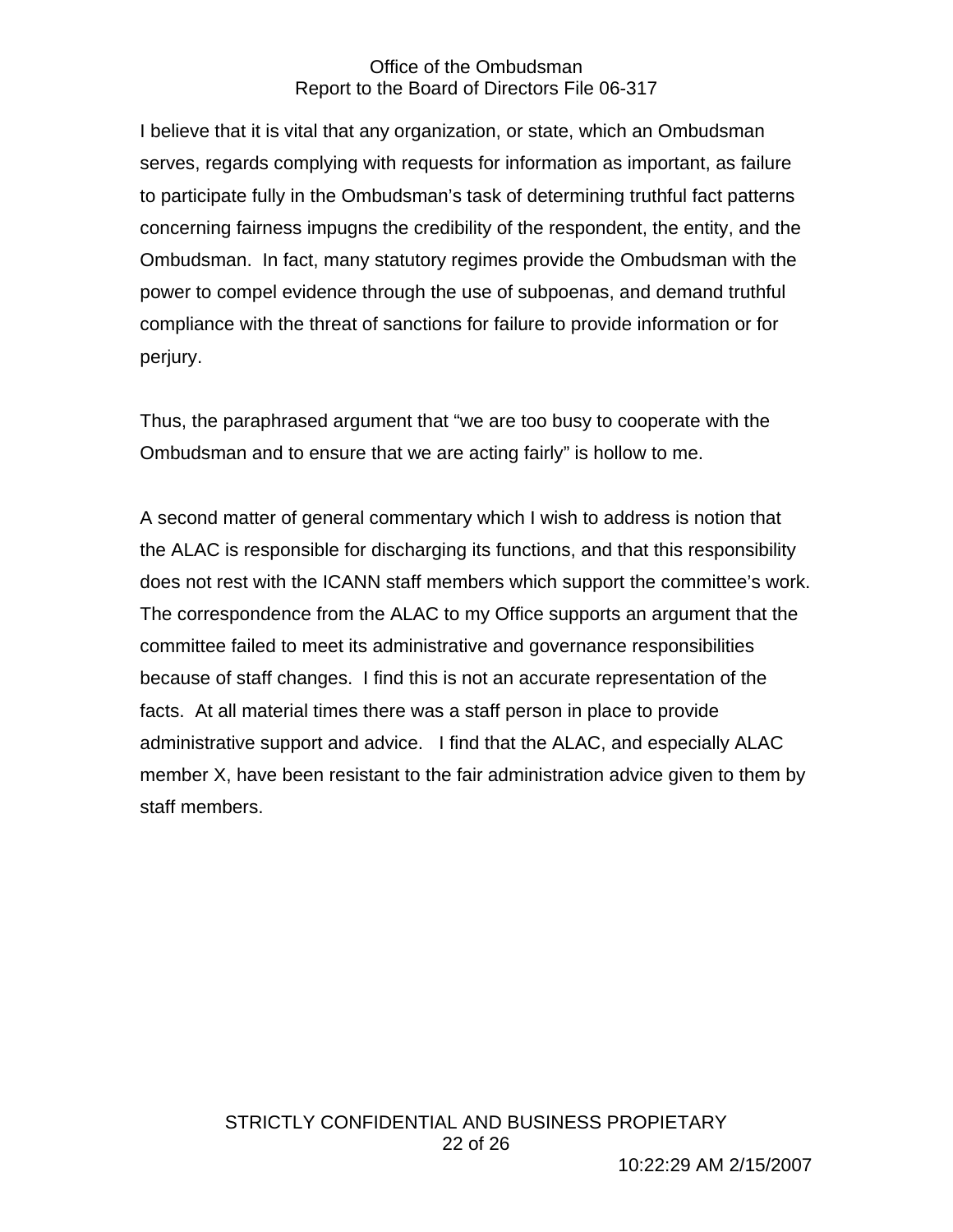I believe that it is vital that any organization, or state, which an Ombudsman serves, regards complying with requests for information as important, as failure to participate fully in the Ombudsman's task of determining truthful fact patterns concerning fairness impugns the credibility of the respondent, the entity, and the Ombudsman. In fact, many statutory regimes provide the Ombudsman with the power to compel evidence through the use of subpoenas, and demand truthful compliance with the threat of sanctions for failure to provide information or for perjury.

Thus, the paraphrased argument that "we are too busy to cooperate with the Ombudsman and to ensure that we are acting fairly" is hollow to me.

A second matter of general commentary which I wish to address is notion that the ALAC is responsible for discharging its functions, and that this responsibility does not rest with the ICANN staff members which support the committee's work. The correspondence from the ALAC to my Office supports an argument that the committee failed to meet its administrative and governance responsibilities because of staff changes. I find this is not an accurate representation of the facts. At all material times there was a staff person in place to provide administrative support and advice. I find that the ALAC, and especially ALAC member X, have been resistant to the fair administration advice given to them by staff members.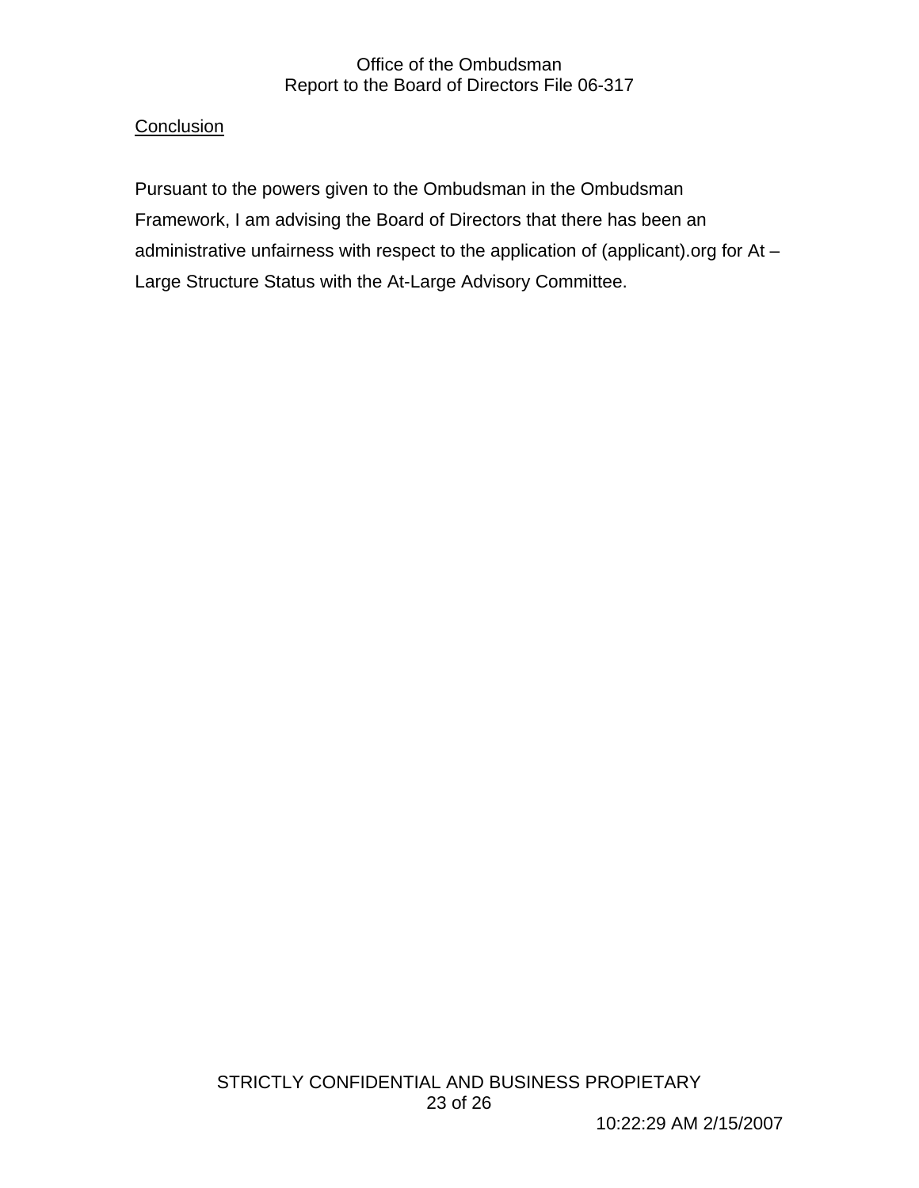## Conclusion

Pursuant to the powers given to the Ombudsman in the Ombudsman Framework, I am advising the Board of Directors that there has been an administrative unfairness with respect to the application of (applicant).org for At – Large Structure Status with the At-Large Advisory Committee.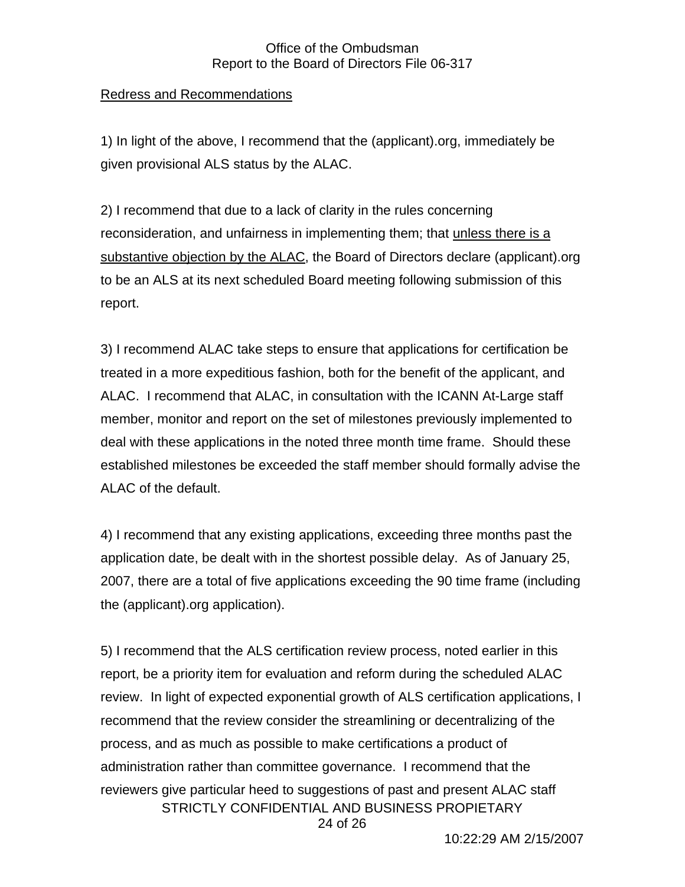Redress and Recommendations

1) In light of the above, I recommend that the (applicant).org, immediately be given provisional ALS status by the ALAC.

2) I recommend that due to a lack of clarity in the rules concerning reconsideration, and unfairness in implementing them; that unless there is a substantive objection by the ALAC, the Board of Directors declare (applicant).org to be an ALS at its next scheduled Board meeting following submission of this report.

3) I recommend ALAC take steps to ensure that applications for certification be treated in a more expeditious fashion, both for the benefit of the applicant, and ALAC. I recommend that ALAC, in consultation with the ICANN At-Large staff member, monitor and report on the set of milestones previously implemented to deal with these applications in the noted three month time frame. Should these established milestones be exceeded the staff member should formally advise the ALAC of the default.

4) I recommend that any existing applications, exceeding three months past the application date, be dealt with in the shortest possible delay. As of January 25, 2007, there are a total of five applications exceeding the 90 time frame (including the (applicant).org application).

5) I recommend that the ALS certification review process, noted earlier in this report, be a priority item for evaluation and reform during the scheduled ALAC review. In light of expected exponential growth of ALS certification applications, I recommend that the review consider the streamlining or decentralizing of the process, and as much as possible to make certifications a product of administration rather than committee governance. I recommend that the reviewers give particular heed to suggestions of past and present ALAC staff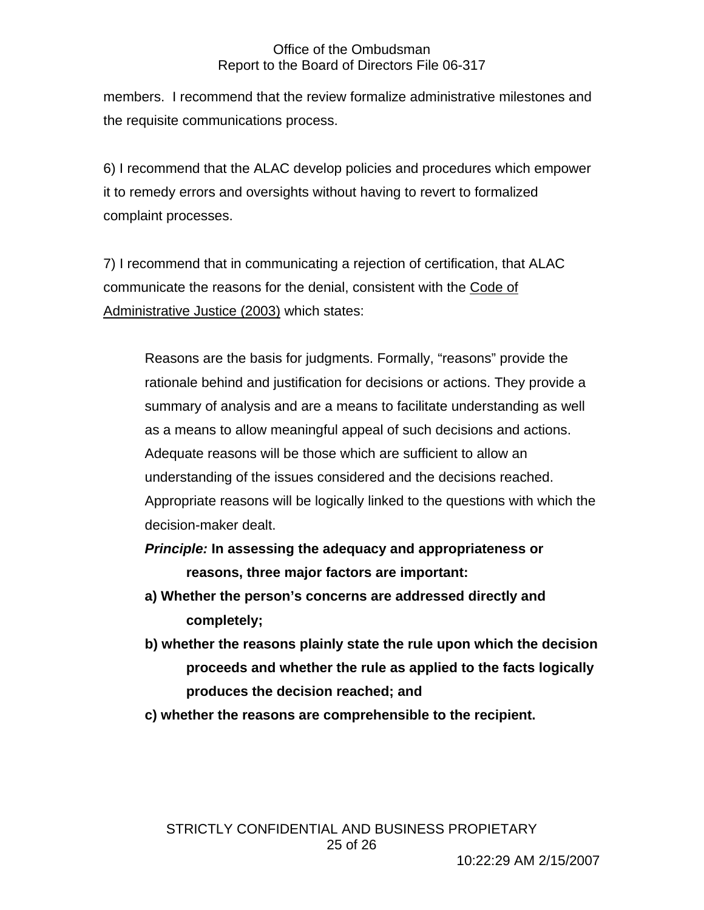members. I recommend that the review formalize administrative milestones and the requisite communications process.

6) I recommend that the ALAC develop policies and procedures which empower it to remedy errors and oversights without having to revert to formalized complaint processes.

7) I recommend that in communicating a rejection of certification, that ALAC communicate the reasons for the denial, consistent with the Code of Administrative Justice (2003) which states:

> Reasons are the basis for judgments. Formally, "reasons" provide the rationale behind and justification for decisions or actions. They provide a summary of analysis and are a means to facilitate understanding as well as a means to allow meaningful appeal of such decisions and actions. Adequate reasons will be those which are sufficient to allow an understanding of the issues considered and the decisions reached. Appropriate reasons will be logically linked to the questions with which the decision-maker dealt.
>
> ***Principle:* In assessing the adequacy and appropriateness or reasons, three major factors are important:**
>
> **a) Whether the person's concerns are addressed directly and completely;**
>
> **b) whether the reasons plainly state the rule upon which the decision proceeds and whether the rule as applied to the facts logically produces the decision reached; and**
>
> **c) whether the reasons are comprehensible to the recipient.**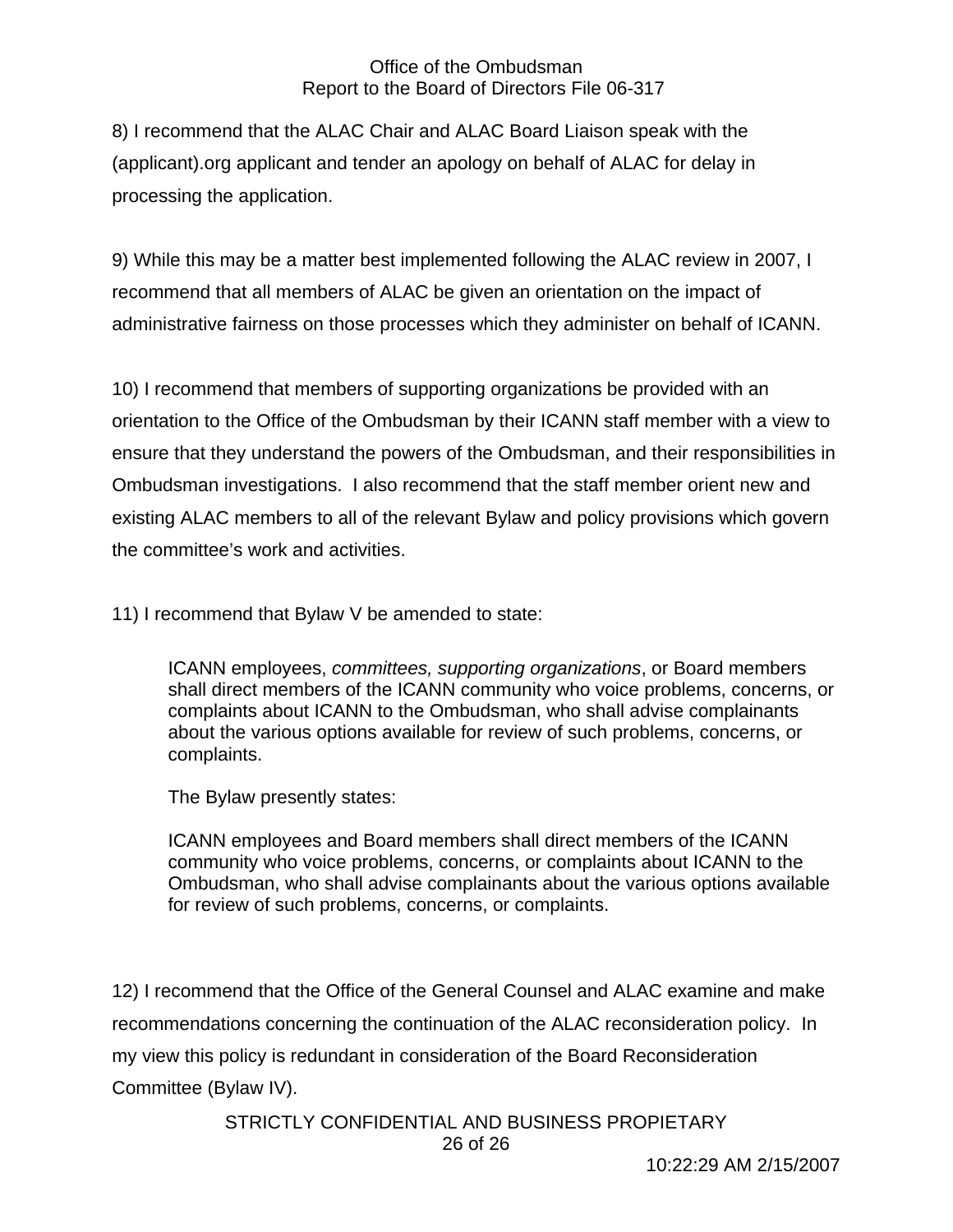8) I recommend that the ALAC Chair and ALAC Board Liaison speak with the (applicant).org applicant and tender an apology on behalf of ALAC for delay in processing the application.

9) While this may be a matter best implemented following the ALAC review in 2007, I recommend that all members of ALAC be given an orientation on the impact of administrative fairness on those processes which they administer on behalf of ICANN.

10) I recommend that members of supporting organizations be provided with an orientation to the Office of the Ombudsman by their ICANN staff member with a view to ensure that they understand the powers of the Ombudsman, and their responsibilities in Ombudsman investigations. I also recommend that the staff member orient new and existing ALAC members to all of the relevant Bylaw and policy provisions which govern the committee's work and activities.

11) I recommend that Bylaw V be amended to state:

> ICANN employees, *committees, supporting organizations*, or Board members shall direct members of the ICANN community who voice problems, concerns, or complaints about ICANN to the Ombudsman, who shall advise complainants about the various options available for review of such problems, concerns, or complaints.
>
> The Bylaw presently states:
>
> ICANN employees and Board members shall direct members of the ICANN community who voice problems, concerns, or complaints about ICANN to the Ombudsman, who shall advise complainants about the various options available for review of such problems, concerns, or complaints.

12) I recommend that the Office of the General Counsel and ALAC examine and make recommendations concerning the continuation of the ALAC reconsideration policy. In my view this policy is redundant in consideration of the Board Reconsideration Committee (Bylaw IV).